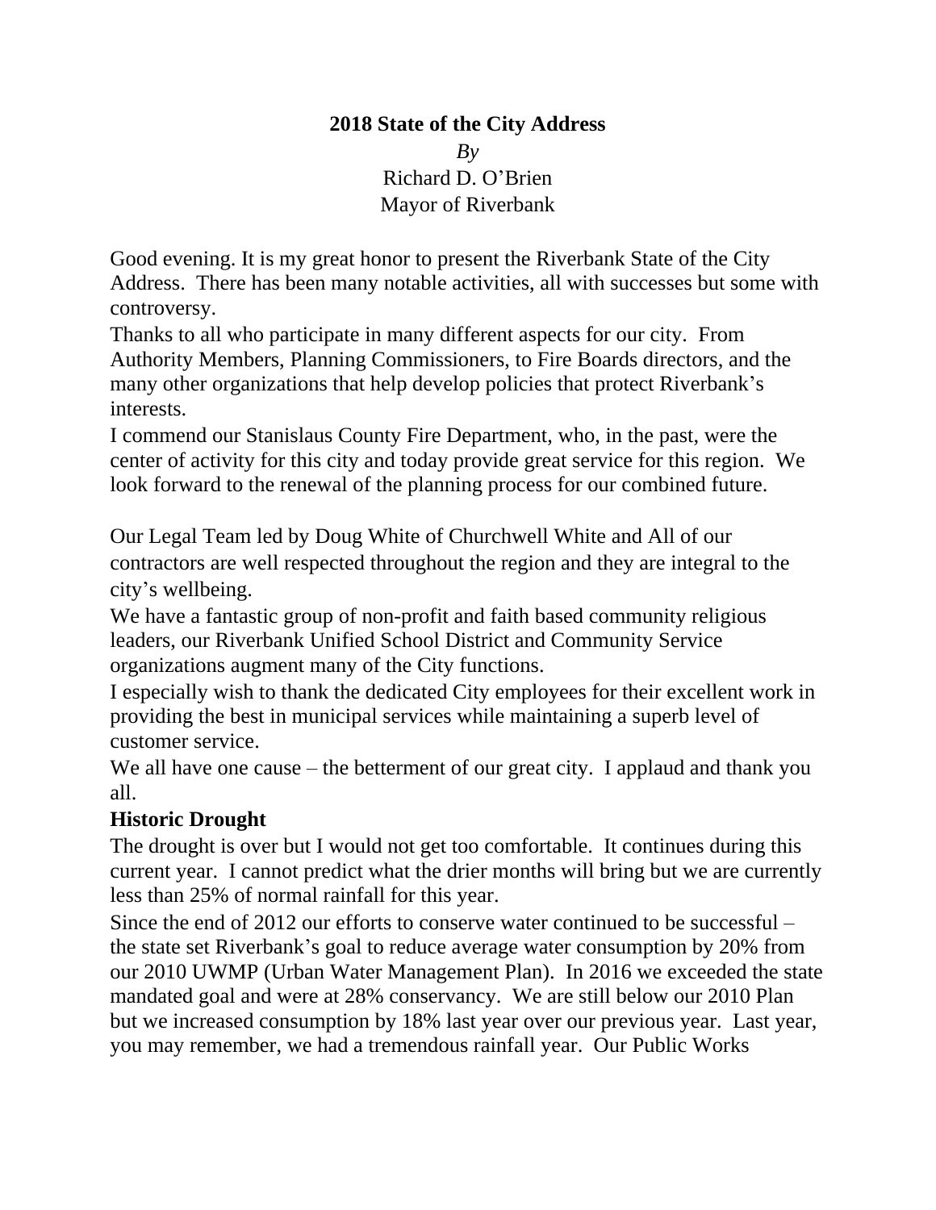**2018 State of the City Address**

*By*

Richard D. O'Brien

Mayor of Riverbank

Good evening. It is my great honor to present the Riverbank State of the City Address. There has been many notable activities, all with successes but some with controversy.

Thanks to all who participate in many different aspects for our city. From Authority Members, Planning Commissioners, to Fire Boards directors, and the many other organizations that help develop policies that protect Riverbank's interests.

I commend our Stanislaus County Fire Department, who, in the past, were the center of activity for this city and today provide great service for this region. We look forward to the renewal of the planning process for our combined future.

Our Legal Team led by Doug White of Churchwell White and All of our contractors are well respected throughout the region and they are integral to the city's wellbeing.

We have a fantastic group of non-profit and faith based community religious leaders, our Riverbank Unified School District and Community Service organizations augment many of the City functions.

I especially wish to thank the dedicated City employees for their excellent work in providing the best in municipal services while maintaining a superb level of customer service.

We all have one cause – the betterment of our great city. I applaud and thank you all.

**Historic Drought**

The drought is over but I would not get too comfortable. It continues during this current year. I cannot predict what the drier months will bring but we are currently less than 25% of normal rainfall for this year.

Since the end of 2012 our efforts to conserve water continued to be successful – the state set Riverbank's goal to reduce average water consumption by 20% from our 2010 UWMP (Urban Water Management Plan). In 2016 we exceeded the state mandated goal and were at 28% conservancy. We are still below our 2010 Plan but we increased consumption by 18% last year over our previous year. Last year, you may remember, we had a tremendous rainfall year. Our Public Works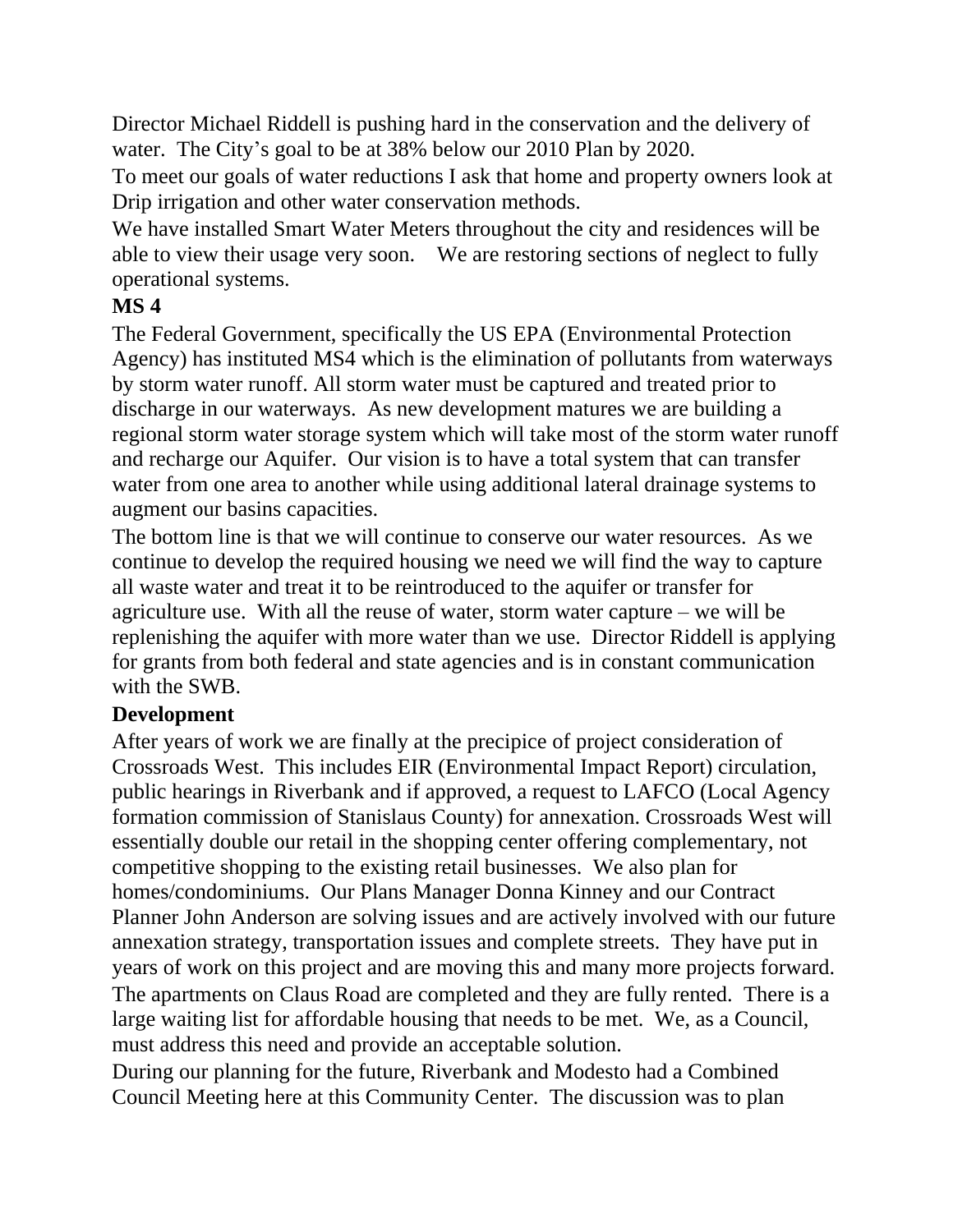Director Michael Riddell is pushing hard in the conservation and the delivery of water. The City's goal to be at 38% below our 2010 Plan by 2020.

To meet our goals of water reductions I ask that home and property owners look at Drip irrigation and other water conservation methods.

We have installed Smart Water Meters throughout the city and residences will be able to view their usage very soon. We are restoring sections of neglect to fully operational systems.

**MS 4**

The Federal Government, specifically the US EPA (Environmental Protection Agency) has instituted MS4 which is the elimination of pollutants from waterways by storm water runoff. All storm water must be captured and treated prior to discharge in our waterways. As new development matures we are building a regional storm water storage system which will take most of the storm water runoff and recharge our Aquifer. Our vision is to have a total system that can transfer water from one area to another while using additional lateral drainage systems to augment our basins capacities.

The bottom line is that we will continue to conserve our water resources. As we continue to develop the required housing we need we will find the way to capture all waste water and treat it to be reintroduced to the aquifer or transfer for agriculture use. With all the reuse of water, storm water capture – we will be replenishing the aquifer with more water than we use. Director Riddell is applying for grants from both federal and state agencies and is in constant communication with the SWB.

**Development**

After years of work we are finally at the precipice of project consideration of Crossroads West. This includes EIR (Environmental Impact Report) circulation, public hearings in Riverbank and if approved, a request to LAFCO (Local Agency formation commission of Stanislaus County) for annexation. Crossroads West will essentially double our retail in the shopping center offering complementary, not competitive shopping to the existing retail businesses. We also plan for homes/condominiums. Our Plans Manager Donna Kinney and our Contract Planner John Anderson are solving issues and are actively involved with our future annexation strategy, transportation issues and complete streets. They have put in years of work on this project and are moving this and many more projects forward.

The apartments on Claus Road are completed and they are fully rented. There is a large waiting list for affordable housing that needs to be met. We, as a Council, must address this need and provide an acceptable solution.

During our planning for the future, Riverbank and Modesto had a Combined Council Meeting here at this Community Center. The discussion was to plan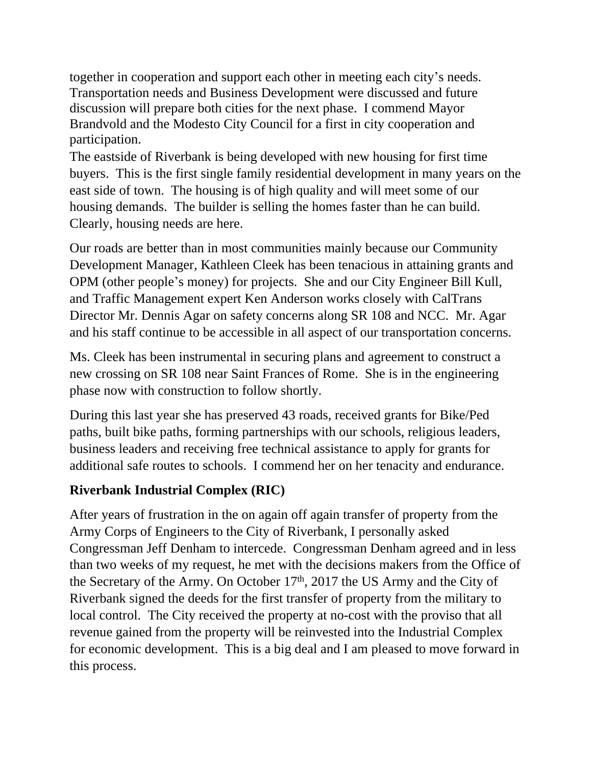together in cooperation and support each other in meeting each city's needs. Transportation needs and Business Development were discussed and future discussion will prepare both cities for the next phase. I commend Mayor Brandvold and the Modesto City Council for a first in city cooperation and participation.

The eastside of Riverbank is being developed with new housing for first time buyers. This is the first single family residential development in many years on the east side of town. The housing is of high quality and will meet some of our housing demands. The builder is selling the homes faster than he can build. Clearly, housing needs are here.

Our roads are better than in most communities mainly because our Community Development Manager, Kathleen Cleek has been tenacious in attaining grants and OPM (other people's money) for projects. She and our City Engineer Bill Kull, and Traffic Management expert Ken Anderson works closely with CalTrans Director Mr. Dennis Agar on safety concerns along SR 108 and NCC. Mr. Agar and his staff continue to be accessible in all aspect of our transportation concerns.

Ms. Cleek has been instrumental in securing plans and agreement to construct a new crossing on SR 108 near Saint Frances of Rome. She is in the engineering phase now with construction to follow shortly.

During this last year she has preserved 43 roads, received grants for Bike/Ped paths, built bike paths, forming partnerships with our schools, religious leaders, business leaders and receiving free technical assistance to apply for grants for additional safe routes to schools. I commend her on her tenacity and endurance.

**Riverbank Industrial Complex (RIC)**

After years of frustration in the on again off again transfer of property from the Army Corps of Engineers to the City of Riverbank, I personally asked Congressman Jeff Denham to intercede. Congressman Denham agreed and in less than two weeks of my request, he met with the decisions makers from the Office of the Secretary of the Army. On October 17th, 2017 the US Army and the City of Riverbank signed the deeds for the first transfer of property from the military to local control. The City received the property at no-cost with the proviso that all revenue gained from the property will be reinvested into the Industrial Complex for economic development. This is a big deal and I am pleased to move forward in this process.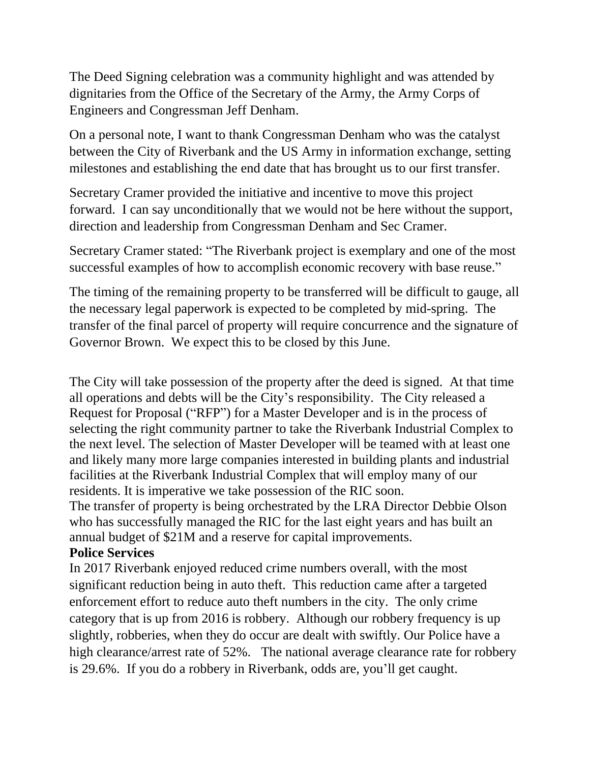The Deed Signing celebration was a community highlight and was attended by dignitaries from the Office of the Secretary of the Army, the Army Corps of Engineers and Congressman Jeff Denham.

On a personal note, I want to thank Congressman Denham who was the catalyst between the City of Riverbank and the US Army in information exchange, setting milestones and establishing the end date that has brought us to our first transfer.

Secretary Cramer provided the initiative and incentive to move this project forward. I can say unconditionally that we would not be here without the support, direction and leadership from Congressman Denham and Sec Cramer.

Secretary Cramer stated: "The Riverbank project is exemplary and one of the most successful examples of how to accomplish economic recovery with base reuse."

The timing of the remaining property to be transferred will be difficult to gauge, all the necessary legal paperwork is expected to be completed by mid-spring. The transfer of the final parcel of property will require concurrence and the signature of Governor Brown. We expect this to be closed by this June.

The City will take possession of the property after the deed is signed. At that time all operations and debts will be the City's responsibility. The City released a Request for Proposal ("RFP") for a Master Developer and is in the process of selecting the right community partner to take the Riverbank Industrial Complex to the next level. The selection of Master Developer will be teamed with at least one and likely many more large companies interested in building plants and industrial facilities at the Riverbank Industrial Complex that will employ many of our residents. It is imperative we take possession of the RIC soon.

The transfer of property is being orchestrated by the LRA Director Debbie Olson who has successfully managed the RIC for the last eight years and has built an annual budget of $21M and a reserve for capital improvements.

**Police Services**

In 2017 Riverbank enjoyed reduced crime numbers overall, with the most significant reduction being in auto theft. This reduction came after a targeted enforcement effort to reduce auto theft numbers in the city. The only crime category that is up from 2016 is robbery. Although our robbery frequency is up slightly, robberies, when they do occur are dealt with swiftly. Our Police have a high clearance/arrest rate of 52%. The national average clearance rate for robbery is 29.6%. If you do a robbery in Riverbank, odds are, you'll get caught.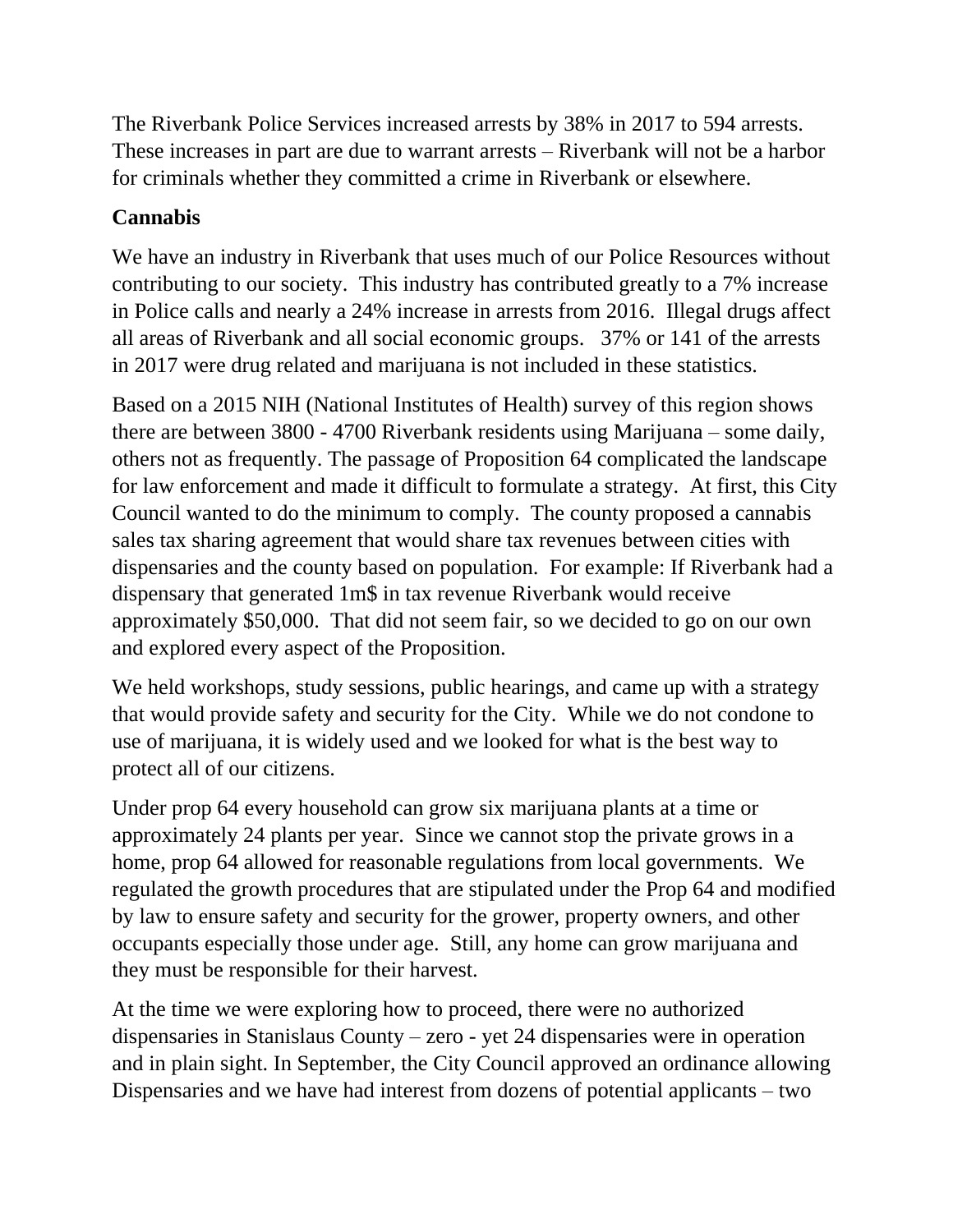The Riverbank Police Services increased arrests by 38% in 2017 to 594 arrests. These increases in part are due to warrant arrests – Riverbank will not be a harbor for criminals whether they committed a crime in Riverbank or elsewhere.

**Cannabis**

We have an industry in Riverbank that uses much of our Police Resources without contributing to our society. This industry has contributed greatly to a 7% increase in Police calls and nearly a 24% increase in arrests from 2016. Illegal drugs affect all areas of Riverbank and all social economic groups. 37% or 141 of the arrests in 2017 were drug related and marijuana is not included in these statistics.

Based on a 2015 NIH (National Institutes of Health) survey of this region shows there are between 3800 - 4700 Riverbank residents using Marijuana – some daily, others not as frequently. The passage of Proposition 64 complicated the landscape for law enforcement and made it difficult to formulate a strategy. At first, this City Council wanted to do the minimum to comply. The county proposed a cannabis sales tax sharing agreement that would share tax revenues between cities with dispensaries and the county based on population. For example: If Riverbank had a dispensary that generated 1m$ in tax revenue Riverbank would receive approximately $50,000. That did not seem fair, so we decided to go on our own and explored every aspect of the Proposition.

We held workshops, study sessions, public hearings, and came up with a strategy that would provide safety and security for the City. While we do not condone to use of marijuana, it is widely used and we looked for what is the best way to protect all of our citizens.

Under prop 64 every household can grow six marijuana plants at a time or approximately 24 plants per year. Since we cannot stop the private grows in a home, prop 64 allowed for reasonable regulations from local governments. We regulated the growth procedures that are stipulated under the Prop 64 and modified by law to ensure safety and security for the grower, property owners, and other occupants especially those under age. Still, any home can grow marijuana and they must be responsible for their harvest.

At the time we were exploring how to proceed, there were no authorized dispensaries in Stanislaus County – zero - yet 24 dispensaries were in operation and in plain sight. In September, the City Council approved an ordinance allowing Dispensaries and we have had interest from dozens of potential applicants – two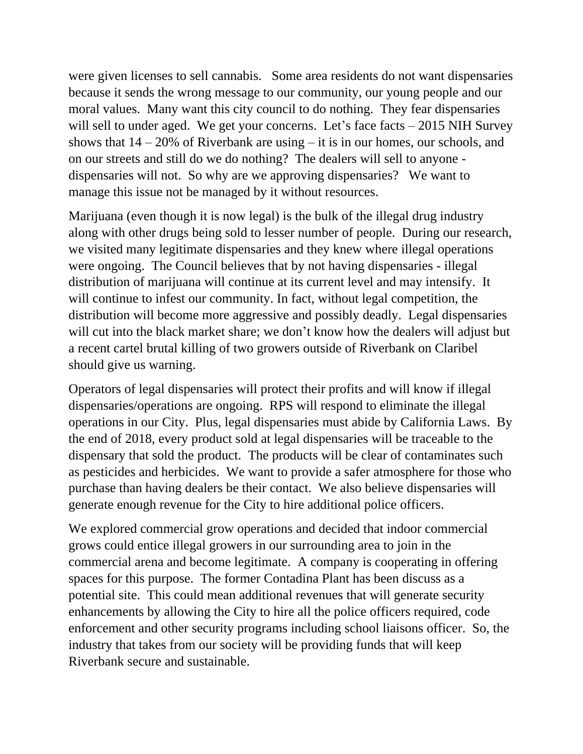were given licenses to sell cannabis.   Some area residents do not want dispensaries because it sends the wrong message to our community, our young people and our moral values.  Many want this city council to do nothing.  They fear dispensaries will sell to under aged.  We get your concerns.  Let's face facts – 2015 NIH Survey shows that 14 – 20% of Riverbank are using – it is in our homes, our schools, and on our streets and still do we do nothing?  The dealers will sell to anyone - dispensaries will not.  So why are we approving dispensaries?   We want to manage this issue not be managed by it without resources.

Marijuana (even though it is now legal) is the bulk of the illegal drug industry along with other drugs being sold to lesser number of people.  During our research, we visited many legitimate dispensaries and they knew where illegal operations were ongoing.  The Council believes that by not having dispensaries - illegal distribution of marijuana will continue at its current level and may intensify.  It will continue to infest our community. In fact, without legal competition, the distribution will become more aggressive and possibly deadly.  Legal dispensaries will cut into the black market share; we don't know how the dealers will adjust but a recent cartel brutal killing of two growers outside of Riverbank on Claribel should give us warning.

Operators of legal dispensaries will protect their profits and will know if illegal dispensaries/operations are ongoing.  RPS will respond to eliminate the illegal operations in our City.  Plus, legal dispensaries must abide by California Laws.  By the end of 2018, every product sold at legal dispensaries will be traceable to the dispensary that sold the product.  The products will be clear of contaminates such as pesticides and herbicides.  We want to provide a safer atmosphere for those who purchase than having dealers be their contact.  We also believe dispensaries will generate enough revenue for the City to hire additional police officers.

We explored commercial grow operations and decided that indoor commercial grows could entice illegal growers in our surrounding area to join in the commercial arena and become legitimate.  A company is cooperating in offering spaces for this purpose.  The former Contadina Plant has been discuss as a potential site.  This could mean additional revenues that will generate security enhancements by allowing the City to hire all the police officers required, code enforcement and other security programs including school liaisons officer.  So, the industry that takes from our society will be providing funds that will keep Riverbank secure and sustainable.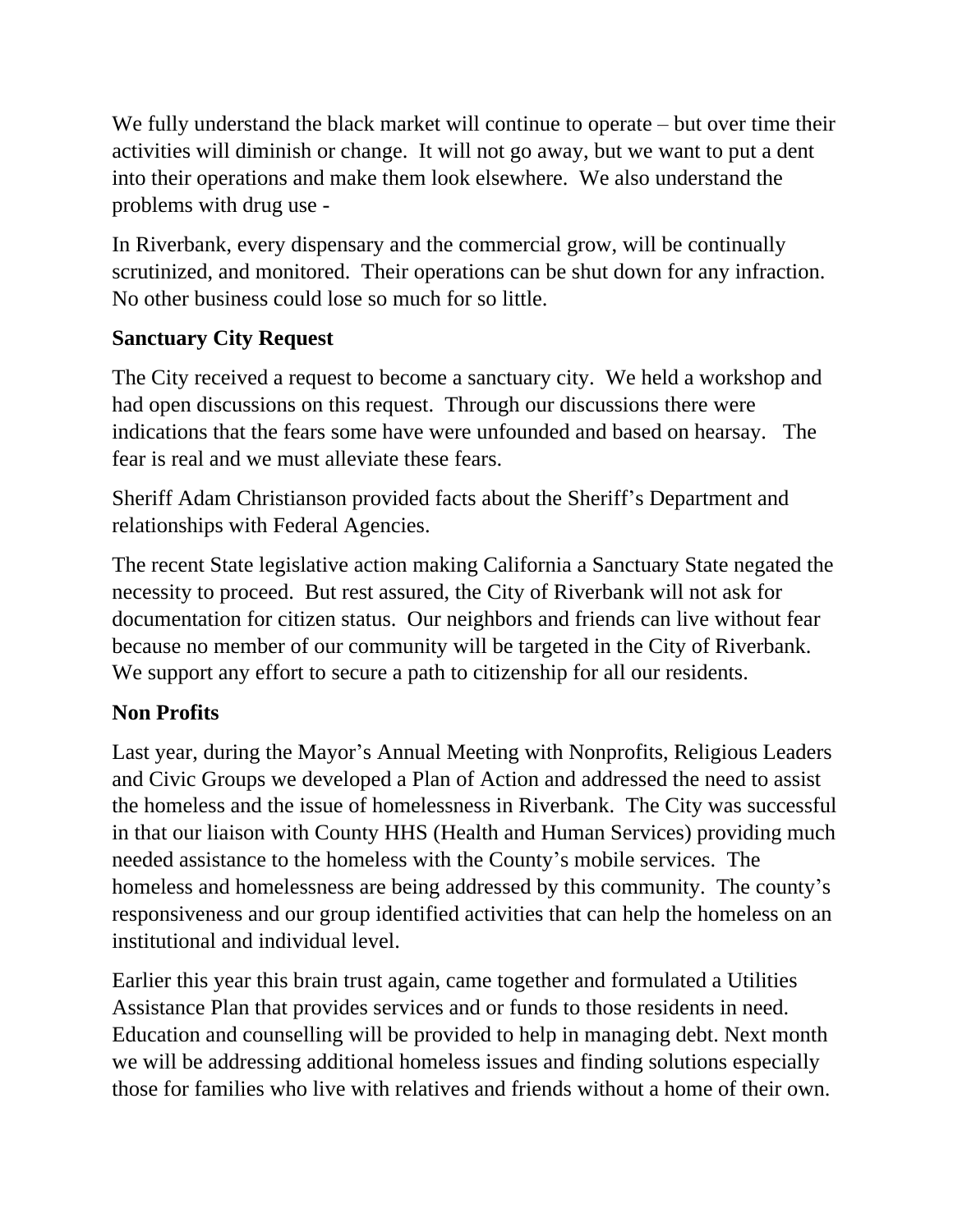We fully understand the black market will continue to operate – but over time their activities will diminish or change. It will not go away, but we want to put a dent into their operations and make them look elsewhere. We also understand the problems with drug use -

In Riverbank, every dispensary and the commercial grow, will be continually scrutinized, and monitored. Their operations can be shut down for any infraction. No other business could lose so much for so little.

**Sanctuary City Request**

The City received a request to become a sanctuary city. We held a workshop and had open discussions on this request. Through our discussions there were indications that the fears some have were unfounded and based on hearsay. The fear is real and we must alleviate these fears.

Sheriff Adam Christianson provided facts about the Sheriff's Department and relationships with Federal Agencies.

The recent State legislative action making California a Sanctuary State negated the necessity to proceed. But rest assured, the City of Riverbank will not ask for documentation for citizen status. Our neighbors and friends can live without fear because no member of our community will be targeted in the City of Riverbank. We support any effort to secure a path to citizenship for all our residents.

**Non Profits**

Last year, during the Mayor's Annual Meeting with Nonprofits, Religious Leaders and Civic Groups we developed a Plan of Action and addressed the need to assist the homeless and the issue of homelessness in Riverbank. The City was successful in that our liaison with County HHS (Health and Human Services) providing much needed assistance to the homeless with the County's mobile services. The homeless and homelessness are being addressed by this community. The county's responsiveness and our group identified activities that can help the homeless on an institutional and individual level.

Earlier this year this brain trust again, came together and formulated a Utilities Assistance Plan that provides services and or funds to those residents in need. Education and counselling will be provided to help in managing debt. Next month we will be addressing additional homeless issues and finding solutions especially those for families who live with relatives and friends without a home of their own.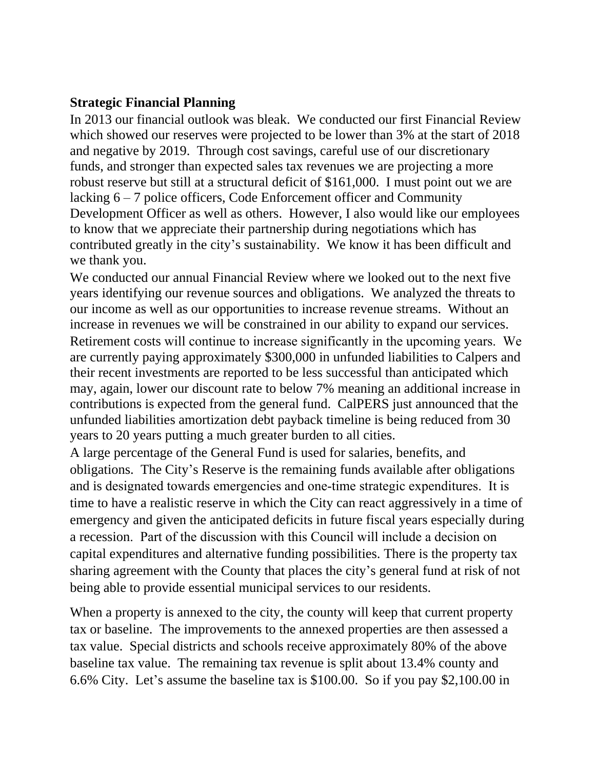**Strategic Financial Planning**

In 2013 our financial outlook was bleak. We conducted our first Financial Review which showed our reserves were projected to be lower than 3% at the start of 2018 and negative by 2019. Through cost savings, careful use of our discretionary funds, and stronger than expected sales tax revenues we are projecting a more robust reserve but still at a structural deficit of $161,000. I must point out we are lacking 6 – 7 police officers, Code Enforcement officer and Community Development Officer as well as others. However, I also would like our employees to know that we appreciate their partnership during negotiations which has contributed greatly in the city's sustainability. We know it has been difficult and we thank you.

We conducted our annual Financial Review where we looked out to the next five years identifying our revenue sources and obligations. We analyzed the threats to our income as well as our opportunities to increase revenue streams. Without an increase in revenues we will be constrained in our ability to expand our services. Retirement costs will continue to increase significantly in the upcoming years. We are currently paying approximately $300,000 in unfunded liabilities to Calpers and their recent investments are reported to be less successful than anticipated which may, again, lower our discount rate to below 7% meaning an additional increase in contributions is expected from the general fund. CalPERS just announced that the unfunded liabilities amortization debt payback timeline is being reduced from 30 years to 20 years putting a much greater burden to all cities.

A large percentage of the General Fund is used for salaries, benefits, and obligations. The City's Reserve is the remaining funds available after obligations and is designated towards emergencies and one-time strategic expenditures. It is time to have a realistic reserve in which the City can react aggressively in a time of emergency and given the anticipated deficits in future fiscal years especially during a recession. Part of the discussion with this Council will include a decision on capital expenditures and alternative funding possibilities. There is the property tax sharing agreement with the County that places the city's general fund at risk of not being able to provide essential municipal services to our residents.

When a property is annexed to the city, the county will keep that current property tax or baseline. The improvements to the annexed properties are then assessed a tax value. Special districts and schools receive approximately 80% of the above baseline tax value. The remaining tax revenue is split about 13.4% county and 6.6% City. Let's assume the baseline tax is $100.00. So if you pay $2,100.00 in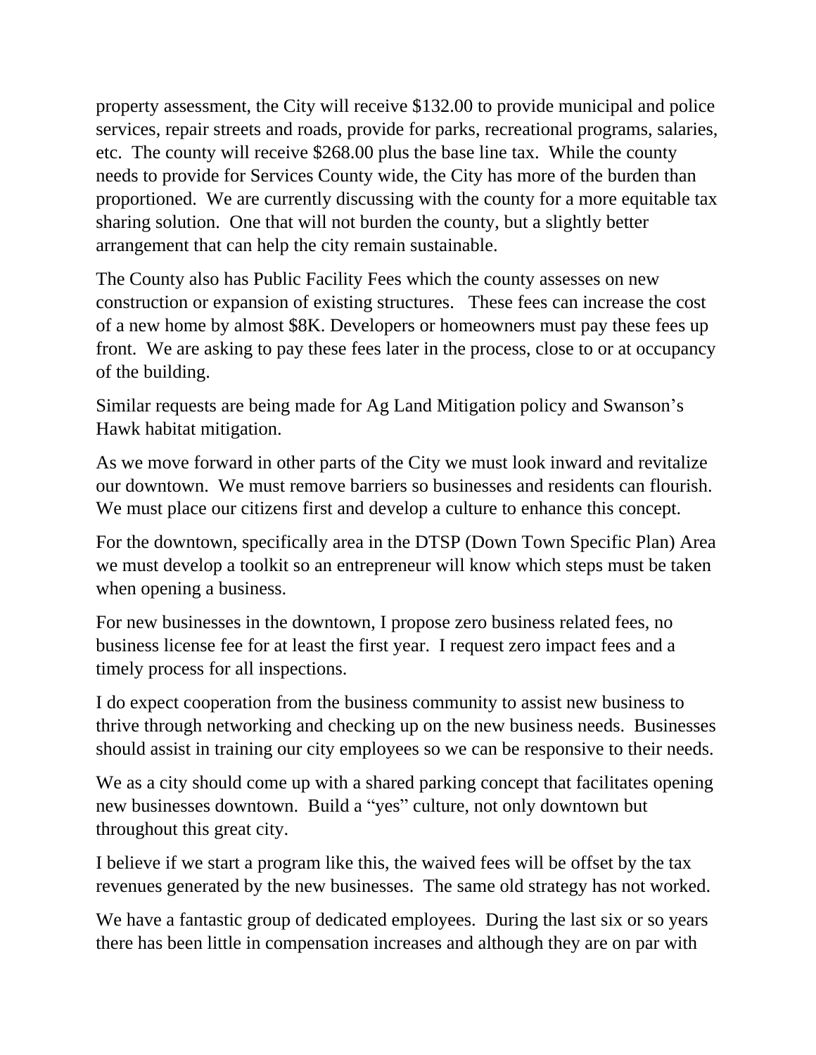property assessment, the City will receive $132.00 to provide municipal and police services, repair streets and roads, provide for parks, recreational programs, salaries, etc. The county will receive $268.00 plus the base line tax. While the county needs to provide for Services County wide, the City has more of the burden than proportioned. We are currently discussing with the county for a more equitable tax sharing solution. One that will not burden the county, but a slightly better arrangement that can help the city remain sustainable.

The County also has Public Facility Fees which the county assesses on new construction or expansion of existing structures. These fees can increase the cost of a new home by almost $8K. Developers or homeowners must pay these fees up front. We are asking to pay these fees later in the process, close to or at occupancy of the building.

Similar requests are being made for Ag Land Mitigation policy and Swanson's Hawk habitat mitigation.

As we move forward in other parts of the City we must look inward and revitalize our downtown. We must remove barriers so businesses and residents can flourish. We must place our citizens first and develop a culture to enhance this concept.

For the downtown, specifically area in the DTSP (Down Town Specific Plan) Area we must develop a toolkit so an entrepreneur will know which steps must be taken when opening a business.

For new businesses in the downtown, I propose zero business related fees, no business license fee for at least the first year. I request zero impact fees and a timely process for all inspections.

I do expect cooperation from the business community to assist new business to thrive through networking and checking up on the new business needs. Businesses should assist in training our city employees so we can be responsive to their needs.

We as a city should come up with a shared parking concept that facilitates opening new businesses downtown. Build a "yes" culture, not only downtown but throughout this great city.

I believe if we start a program like this, the waived fees will be offset by the tax revenues generated by the new businesses. The same old strategy has not worked.

We have a fantastic group of dedicated employees. During the last six or so years there has been little in compensation increases and although they are on par with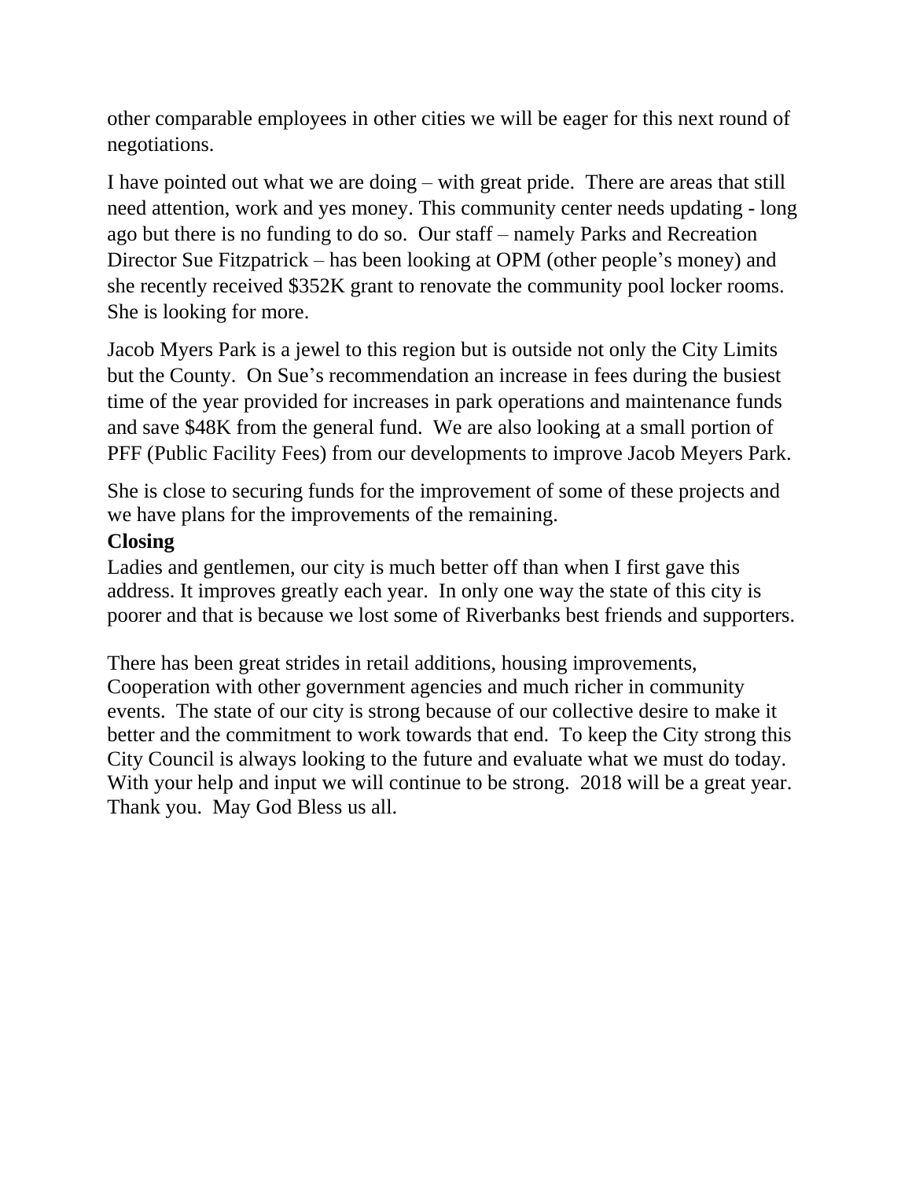other comparable employees in other cities we will be eager for this next round of negotiations.

I have pointed out what we are doing – with great pride. There are areas that still need attention, work and yes money. This community center needs updating - long ago but there is no funding to do so. Our staff – namely Parks and Recreation Director Sue Fitzpatrick – has been looking at OPM (other people's money) and she recently received $352K grant to renovate the community pool locker rooms. She is looking for more.

Jacob Myers Park is a jewel to this region but is outside not only the City Limits but the County. On Sue's recommendation an increase in fees during the busiest time of the year provided for increases in park operations and maintenance funds and save $48K from the general fund. We are also looking at a small portion of PFF (Public Facility Fees) from our developments to improve Jacob Meyers Park.

She is close to securing funds for the improvement of some of these projects and we have plans for the improvements of the remaining.

**Closing**

Ladies and gentlemen, our city is much better off than when I first gave this address. It improves greatly each year. In only one way the state of this city is poorer and that is because we lost some of Riverbanks best friends and supporters.

There has been great strides in retail additions, housing improvements, Cooperation with other government agencies and much richer in community events. The state of our city is strong because of our collective desire to make it better and the commitment to work towards that end. To keep the City strong this City Council is always looking to the future and evaluate what we must do today. With your help and input we will continue to be strong. 2018 will be a great year. Thank you. May God Bless us all.